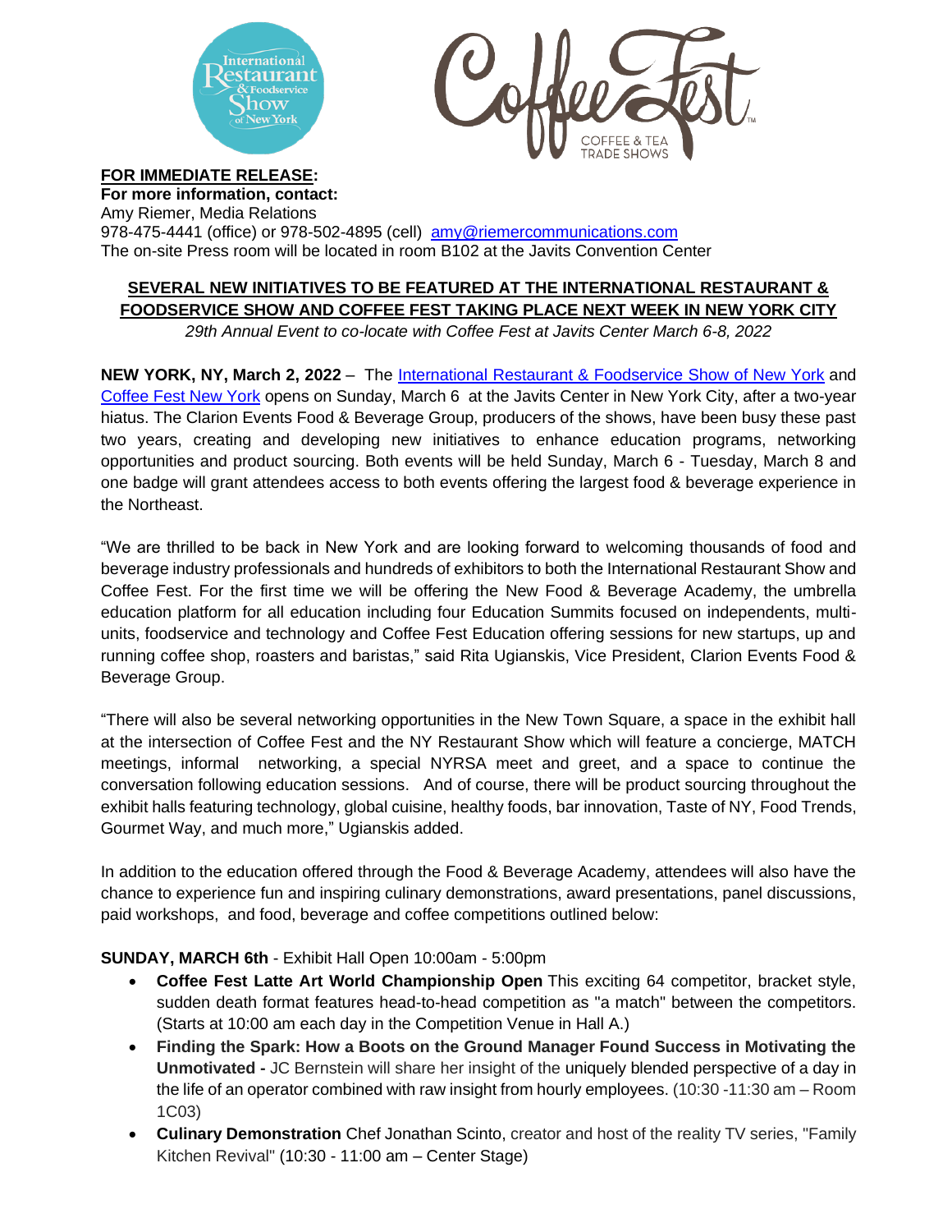**FOR IMMEDIATE RELEASE:**
**For more information, contact:**
Amy Riemer, Media Relations
978-475-4441 (office) or 978-502-4895 (cell) amy@riemercommunications.com
The on-site Press room will be located in room B102 at the Javits Convention Center

## SEVERAL NEW INITIATIVES TO BE FEATURED AT THE INTERNATIONAL RESTAURANT & FOODSERVICE SHOW AND COFFEE FEST TAKING PLACE NEXT WEEK IN NEW YORK CITY

*29th Annual Event to co-locate with Coffee Fest at Javits Center March 6-8, 2022*

**NEW YORK, NY, March 2, 2022** – The International Restaurant & Foodservice Show of New York and Coffee Fest New York opens on Sunday, March 6 at the Javits Center in New York City, after a two-year hiatus. The Clarion Events Food & Beverage Group, producers of the shows, have been busy these past two years, creating and developing new initiatives to enhance education programs, networking opportunities and product sourcing. Both events will be held Sunday, March 6 - Tuesday, March 8 and one badge will grant attendees access to both events offering the largest food & beverage experience in the Northeast.

"We are thrilled to be back in New York and are looking forward to welcoming thousands of food and beverage industry professionals and hundreds of exhibitors to both the International Restaurant Show and Coffee Fest. For the first time we will be offering the New Food & Beverage Academy, the umbrella education platform for all education including four Education Summits focused on independents, multi-units, foodservice and technology and Coffee Fest Education offering sessions for new startups, up and running coffee shop, roasters and baristas," said Rita Ugianskis, Vice President, Clarion Events Food & Beverage Group.

"There will also be several networking opportunities in the New Town Square, a space in the exhibit hall at the intersection of Coffee Fest and the NY Restaurant Show which will feature a concierge, MATCH meetings, informal networking, a special NYRSA meet and greet, and a space to continue the conversation following education sessions. And of course, there will be product sourcing throughout the exhibit halls featuring technology, global cuisine, healthy foods, bar innovation, Taste of NY, Food Trends, Gourmet Way, and much more," Ugianskis added.

In addition to the education offered through the Food & Beverage Academy, attendees will also have the chance to experience fun and inspiring culinary demonstrations, award presentations, panel discussions, paid workshops, and food, beverage and coffee competitions outlined below:

**SUNDAY, MARCH 6th** - Exhibit Hall Open 10:00am - 5:00pm

- **Coffee Fest Latte Art World Championship Open** This exciting 64 competitor, bracket style, sudden death format features head-to-head competition as "a match" between the competitors. (Starts at 10:00 am each day in the Competition Venue in Hall A.)
- **Finding the Spark: How a Boots on the Ground Manager Found Success in Motivating the Unmotivated -** JC Bernstein will share her insight of the uniquely blended perspective of a day in the life of an operator combined with raw insight from hourly employees. (10:30 -11:30 am – Room 1C03)
- **Culinary Demonstration** Chef Jonathan Scinto, creator and host of the reality TV series, "Family Kitchen Revival" (10:30 - 11:00 am – Center Stage)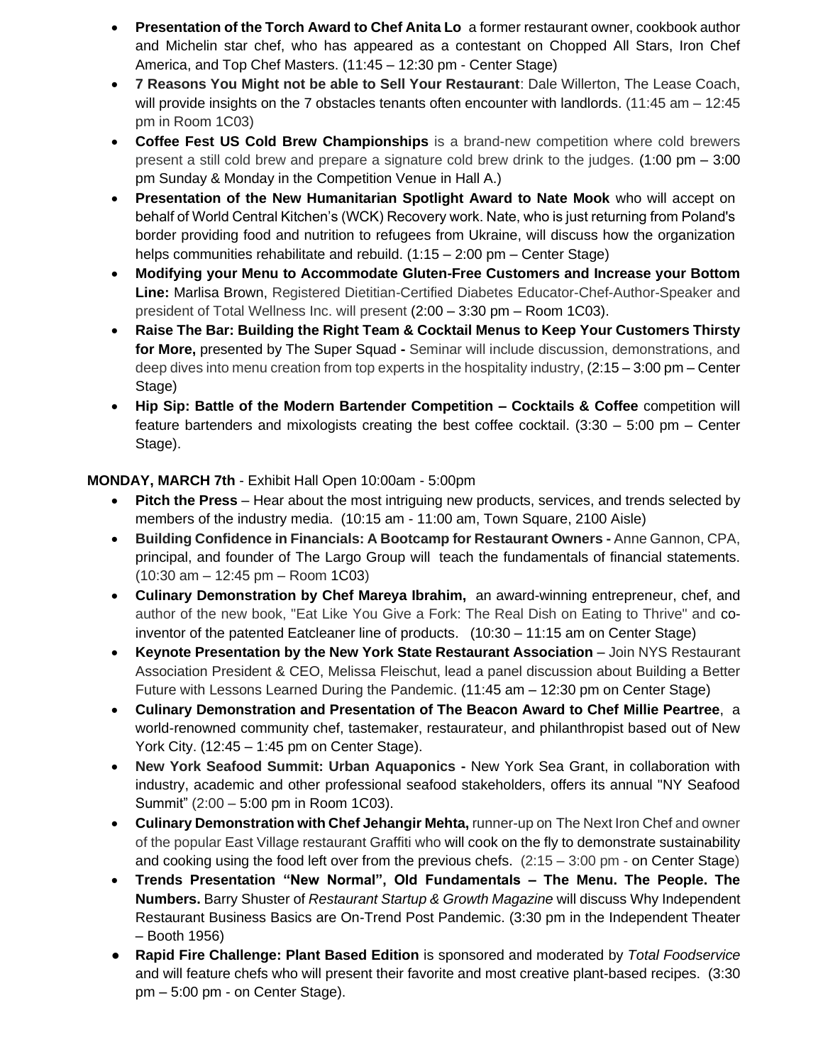- **Presentation of the Torch Award to Chef Anita Lo** a former restaurant owner, cookbook author and Michelin star chef, who has appeared as a contestant on Chopped All Stars, Iron Chef America, and Top Chef Masters. (11:45 – 12:30 pm - Center Stage)
- **7 Reasons You Might not be able to Sell Your Restaurant**: Dale Willerton, The Lease Coach, will provide insights on the 7 obstacles tenants often encounter with landlords. (11:45 am – 12:45 pm in Room 1C03)
- **Coffee Fest US Cold Brew Championships** is a brand-new competition where cold brewers present a still cold brew and prepare a signature cold brew drink to the judges. (1:00 pm – 3:00 pm Sunday & Monday in the Competition Venue in Hall A.)
- **Presentation of the New Humanitarian Spotlight Award to Nate Mook** who will accept on behalf of World Central Kitchen's (WCK) Recovery work. Nate, who is just returning from Poland's border providing food and nutrition to refugees from Ukraine, will discuss how the organization helps communities rehabilitate and rebuild. (1:15 – 2:00 pm – Center Stage)
- **Modifying your Menu to Accommodate Gluten-Free Customers and Increase your Bottom Line:** Marlisa Brown, Registered Dietitian-Certified Diabetes Educator-Chef-Author-Speaker and president of Total Wellness Inc. will present (2:00 – 3:30 pm – Room 1C03).
- **Raise The Bar: Building the Right Team & Cocktail Menus to Keep Your Customers Thirsty for More,** presented by The Super Squad **-** Seminar will include discussion, demonstrations, and deep dives into menu creation from top experts in the hospitality industry, (2:15 – 3:00 pm – Center Stage)
- **Hip Sip: Battle of the Modern Bartender Competition – Cocktails & Coffee** competition will feature bartenders and mixologists creating the best coffee cocktail. (3:30 – 5:00 pm – Center Stage).

**MONDAY, MARCH 7th** - Exhibit Hall Open 10:00am - 5:00pm

- **Pitch the Press** – Hear about the most intriguing new products, services, and trends selected by members of the industry media. (10:15 am - 11:00 am, Town Square, 2100 Aisle)
- **Building Confidence in Financials: A Bootcamp for Restaurant Owners -** Anne Gannon, CPA, principal, and founder of The Largo Group will teach the fundamentals of financial statements. (10:30 am – 12:45 pm – Room 1C03)
- **Culinary Demonstration by Chef Mareya Ibrahim,** an award-winning entrepreneur, chef, and author of the new book, "Eat Like You Give a Fork: The Real Dish on Eating to Thrive" and co-inventor of the patented Eatcleaner line of products. (10:30 – 11:15 am on Center Stage)
- **Keynote Presentation by the New York State Restaurant Association** – Join NYS Restaurant Association President & CEO, Melissa Fleischut, lead a panel discussion about Building a Better Future with Lessons Learned During the Pandemic. (11:45 am – 12:30 pm on Center Stage)
- **Culinary Demonstration and Presentation of The Beacon Award to Chef Millie Peartree**, a world-renowned community chef, tastemaker, restaurateur, and philanthropist based out of New York City. (12:45 – 1:45 pm on Center Stage).
- **New York Seafood Summit: Urban Aquaponics -** New York Sea Grant, in collaboration with industry, academic and other professional seafood stakeholders, offers its annual "NY Seafood Summit" (2:00 – 5:00 pm in Room 1C03).
- **Culinary Demonstration with Chef Jehangir Mehta,** runner-up on The Next Iron Chef and owner of the popular East Village restaurant Graffiti who will cook on the fly to demonstrate sustainability and cooking using the food left over from the previous chefs. (2:15 – 3:00 pm - on Center Stage)
- **Trends Presentation "New Normal", Old Fundamentals – The Menu. The People. The Numbers.** Barry Shuster of *Restaurant Startup & Growth Magazine* will discuss Why Independent Restaurant Business Basics are On-Trend Post Pandemic. (3:30 pm in the Independent Theater – Booth 1956)
- **Rapid Fire Challenge: Plant Based Edition** is sponsored and moderated by *Total Foodservice* and will feature chefs who will present their favorite and most creative plant-based recipes. (3:30 pm – 5:00 pm - on Center Stage).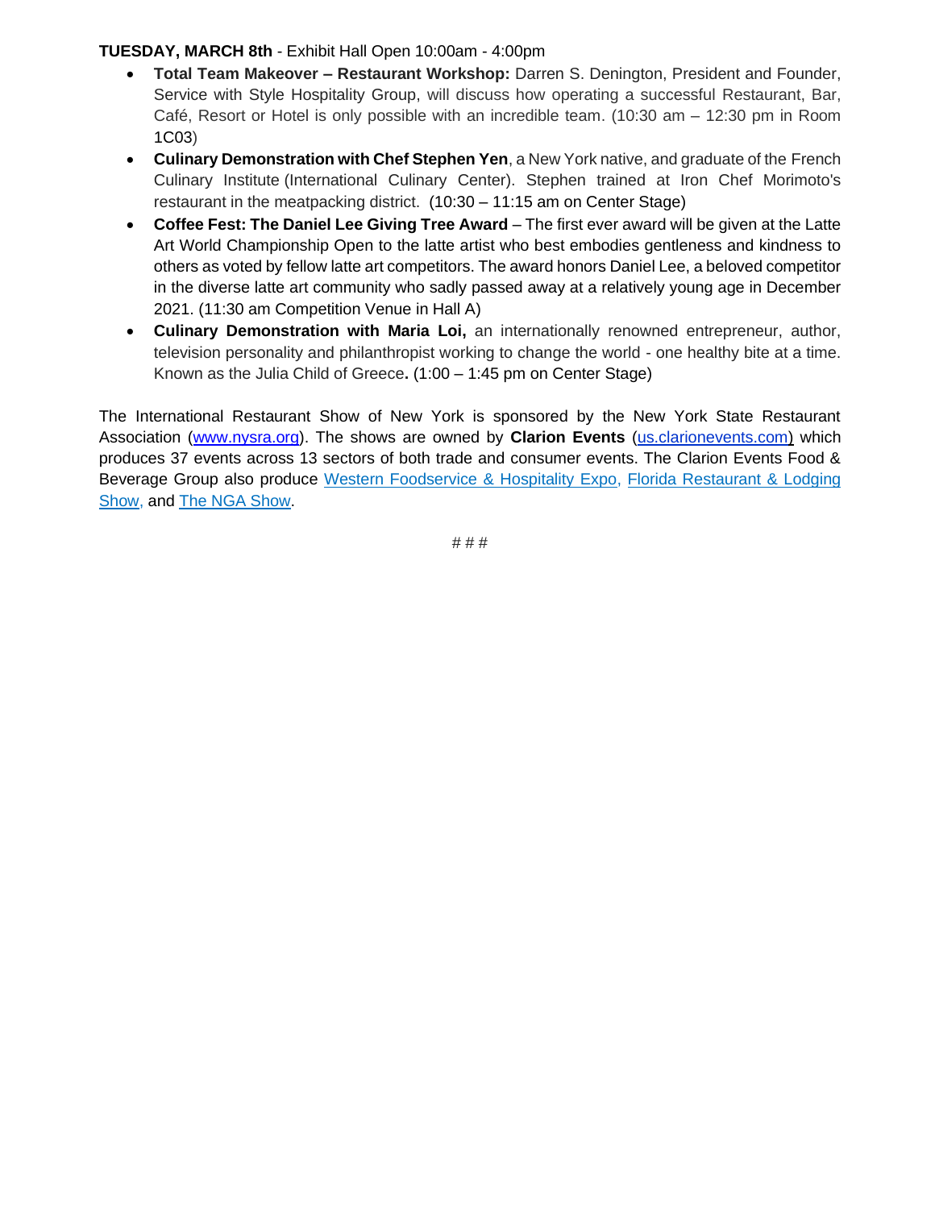**TUESDAY, MARCH 8th** - Exhibit Hall Open 10:00am - 4:00pm

- **Total Team Makeover – Restaurant Workshop:** Darren S. Denington, President and Founder, Service with Style Hospitality Group, will discuss how operating a successful Restaurant, Bar, Café, Resort or Hotel is only possible with an incredible team. (10:30 am – 12:30 pm in Room 1C03)
- **Culinary Demonstration with Chef Stephen Yen**, a New York native, and graduate of the French Culinary Institute (International Culinary Center). Stephen trained at Iron Chef Morimoto's restaurant in the meatpacking district. (10:30 – 11:15 am on Center Stage)
- **Coffee Fest: The Daniel Lee Giving Tree Award** – The first ever award will be given at the Latte Art World Championship Open to the latte artist who best embodies gentleness and kindness to others as voted by fellow latte art competitors. The award honors Daniel Lee, a beloved competitor in the diverse latte art community who sadly passed away at a relatively young age in December 2021. (11:30 am Competition Venue in Hall A)
- **Culinary Demonstration with Maria Loi,** an internationally renowned entrepreneur, author, television personality and philanthropist working to change the world - one healthy bite at a time. Known as the Julia Child of Greece**.** (1:00 – 1:45 pm on Center Stage)

The International Restaurant Show of New York is sponsored by the New York State Restaurant Association (www.nysra.org). The shows are owned by **Clarion Events** (us.clarionevents.com) which produces 37 events across 13 sectors of both trade and consumer events. The Clarion Events Food & Beverage Group also produce Western Foodservice & Hospitality Expo, Florida Restaurant & Lodging Show, and The NGA Show.

# # #